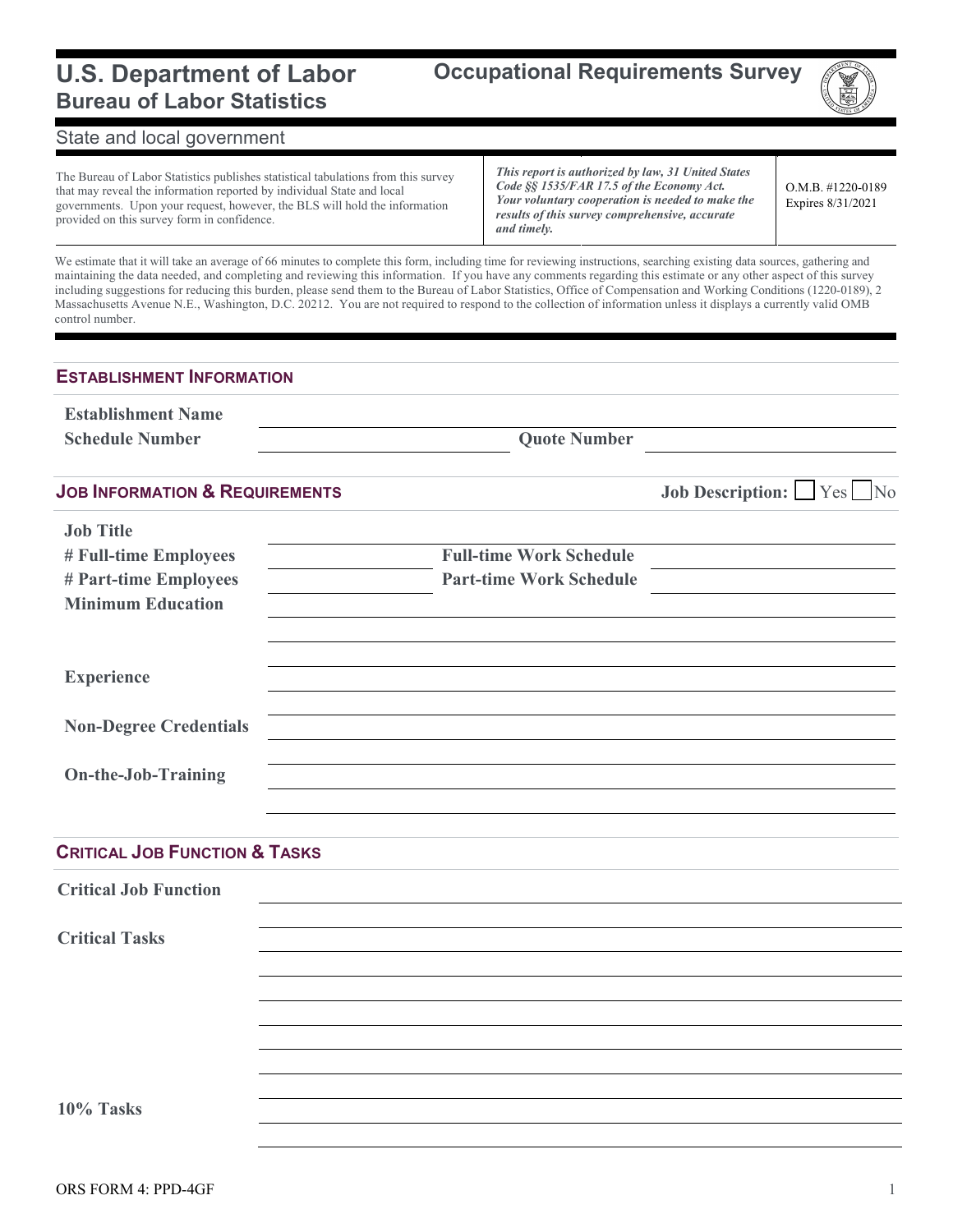# U.S. Department of Labor
## Bureau of Labor Statistics

# Occupational Requirements Survey

State and local government

| The Bureau of Labor Statistics publishes statistical tabulations from this survey that may reveal the information reported by individual State and local governments. Upon your request, however, the BLS will hold the information provided on this survey form in confidence. | ***This report is authorized by law, 31 United States Code §§ 1535/FAR 17.5 of the Economy Act. Your voluntary cooperation is needed to make the results of this survey comprehensive, accurate and timely.*** | O.M.B. #1220-0189 Expires 8/31/2021 |
|---|---|---|

We estimate that it will take an average of 66 minutes to complete this form, including time for reviewing instructions, searching existing data sources, gathering and maintaining the data needed, and completing and reviewing this information. If you have any comments regarding this estimate or any other aspect of this survey including suggestions for reducing this burden, please send them to the Bureau of Labor Statistics, Office of Compensation and Working Conditions (1220-0189), 2 Massachusetts Avenue N.E., Washington, D.C. 20212. You are not required to respond to the collection of information unless it displays a currently valid OMB control number.

## ESTABLISHMENT INFORMATION

**Establishment Name** ____________________

**Schedule Number** ____________________ **Quote Number** ____________________

## JOB INFORMATION & REQUIREMENTS

**Job Description:** ☐ Yes ☐ No

**Job Title** ____________________

**# Full-time Employees** __________ **Full-time Work Schedule** __________

**# Part-time Employees** __________ **Part-time Work Schedule** __________

**Minimum Education** ____________________

**Experience** ____________________

**Non-Degree Credentials** ____________________

**On-the-Job-Training** ____________________

## CRITICAL JOB FUNCTION & TASKS

**Critical Job Function** ____________________

**Critical Tasks** ____________________

**10% Tasks** ____________________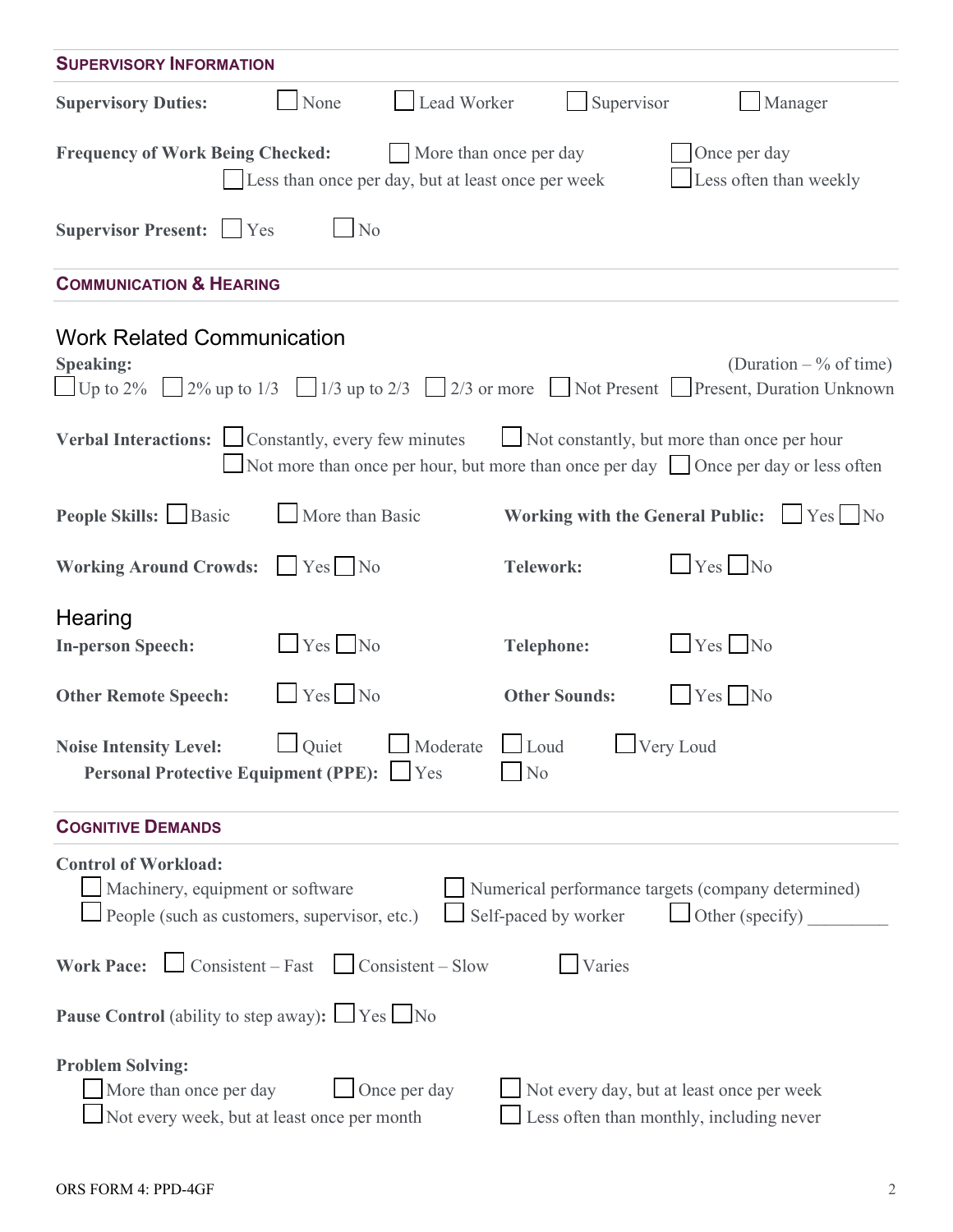## Supervisory Information

**Supervisory Duties:** ☐ None ☐ Lead Worker ☐ Supervisor ☐ Manager

**Frequency of Work Being Checked:** ☐ More than once per day ☐ Once per day ☐ Less than once per day, but at least once per week ☐ Less often than weekly

**Supervisor Present:** ☐ Yes ☐ No

## Communication & Hearing

### Work Related Communication

**Speaking:** (Duration – % of time)
☐ Up to 2% ☐ 2% up to 1/3 ☐ 1/3 up to 2/3 ☐ 2/3 or more ☐ Not Present ☐ Present, Duration Unknown

**Verbal Interactions:** ☐ Constantly, every few minutes ☐ Not constantly, but more than once per hour ☐ Not more than once per hour, but more than once per day ☐ Once per day or less often

**People Skills:** ☐ Basic ☐ More than Basic

**Working with the General Public:** ☐ Yes ☐ No

**Working Around Crowds:** ☐ Yes ☐ No

**Telework:** ☐ Yes ☐ No

### Hearing

**In-person Speech:** ☐ Yes ☐ No

**Telephone:** ☐ Yes ☐ No

**Other Remote Speech:** ☐ Yes ☐ No

**Other Sounds:** ☐ Yes ☐ No

**Noise Intensity Level:** ☐ Quiet ☐ Moderate ☐ Loud ☐ Very Loud

**Personal Protective Equipment (PPE):** ☐ Yes ☐ No

## Cognitive Demands

**Control of Workload:**
☐ Machinery, equipment or software ☐ Numerical performance targets (company determined)
☐ People (such as customers, supervisor, etc.) ☐ Self-paced by worker ☐ Other (specify) _________

**Work Pace:** ☐ Consistent – Fast ☐ Consistent – Slow ☐ Varies

**Pause Control** (ability to step away)**:** ☐ Yes ☐ No

**Problem Solving:**
☐ More than once per day ☐ Once per day ☐ Not every day, but at least once per week
☐ Not every week, but at least once per month ☐ Less often than monthly, including never

ORS FORM 4: PPD-4GF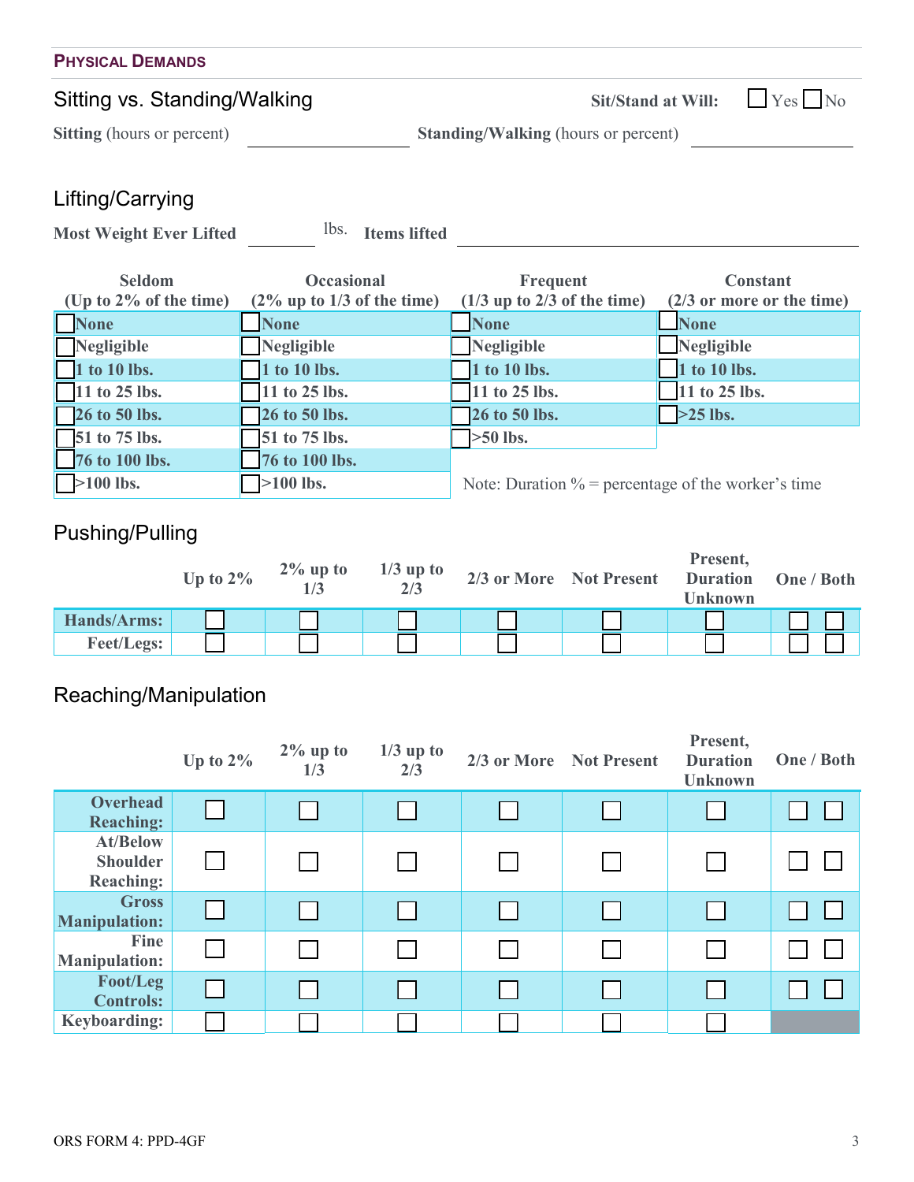## Physical Demands

### Sitting vs. Standing/Walking

**Sit/Stand at Will:** ☐ Yes ☐ No

**Sitting** (hours or percent) ____________ **Standing/Walking** (hours or percent) ____________

### Lifting/Carrying

**Most Weight Ever Lifted** ________ lbs. **Items lifted** ______________________________

| Seldom (Up to 2% of the time) | Occasional (2% up to 1/3 of the time) | Frequent (1/3 up to 2/3 of the time) | Constant (2/3 or more or the time) |
|---|---|---|---|
| ☐ None | ☐ None | ☐ None | ☐ None |
| ☐ Negligible | ☐ Negligible | ☐ Negligible | ☐ Negligible |
| ☐ 1 to 10 lbs. | ☐ 1 to 10 lbs. | ☐ 1 to 10 lbs. | ☐ 1 to 10 lbs. |
| ☐ 11 to 25 lbs. | ☐ 11 to 25 lbs. | ☐ 11 to 25 lbs. | ☐ 11 to 25 lbs. |
| ☐ 26 to 50 lbs. | ☐ 26 to 50 lbs. | ☐ 26 to 50 lbs. | ☐ >25 lbs. |
| ☐ 51 to 75 lbs. | ☐ 51 to 75 lbs. | ☐ >50 lbs. | |
| ☐ 76 to 100 lbs. | ☐ 76 to 100 lbs. | | |
| ☐ >100 lbs. | ☐ >100 lbs. | | |

Note: Duration % = percentage of the worker's time

### Pushing/Pulling

| | Up to 2% | 2% up to 1/3 | 1/3 up to 2/3 | 2/3 or More | Not Present | Present, Duration Unknown | One / Both |
|---|---|---|---|---|---|---|---|
| **Hands/Arms:** | ☐ | ☐ | ☐ | ☐ | ☐ | ☐ | ☐ ☐ |
| **Feet/Legs:** | ☐ | ☐ | ☐ | ☐ | ☐ | ☐ | ☐ ☐ |

### Reaching/Manipulation

| | Up to 2% | 2% up to 1/3 | 1/3 up to 2/3 | 2/3 or More | Not Present | Present, Duration Unknown | One / Both |
|---|---|---|---|---|---|---|---|
| **Overhead Reaching:** | ☐ | ☐ | ☐ | ☐ | ☐ | ☐ | ☐ ☐ |
| **At/Below Shoulder Reaching:** | ☐ | ☐ | ☐ | ☐ | ☐ | ☐ | ☐ ☐ |
| **Gross Manipulation:** | ☐ | ☐ | ☐ | ☐ | ☐ | ☐ | ☐ ☐ |
| **Fine Manipulation:** | ☐ | ☐ | ☐ | ☐ | ☐ | ☐ | ☐ ☐ |
| **Foot/Leg Controls:** | ☐ | ☐ | ☐ | ☐ | ☐ | ☐ | ☐ ☐ |
| **Keyboarding:** | ☐ | ☐ | ☐ | ☐ | ☐ | ☐ | |

ORS FORM 4: PPD-4GF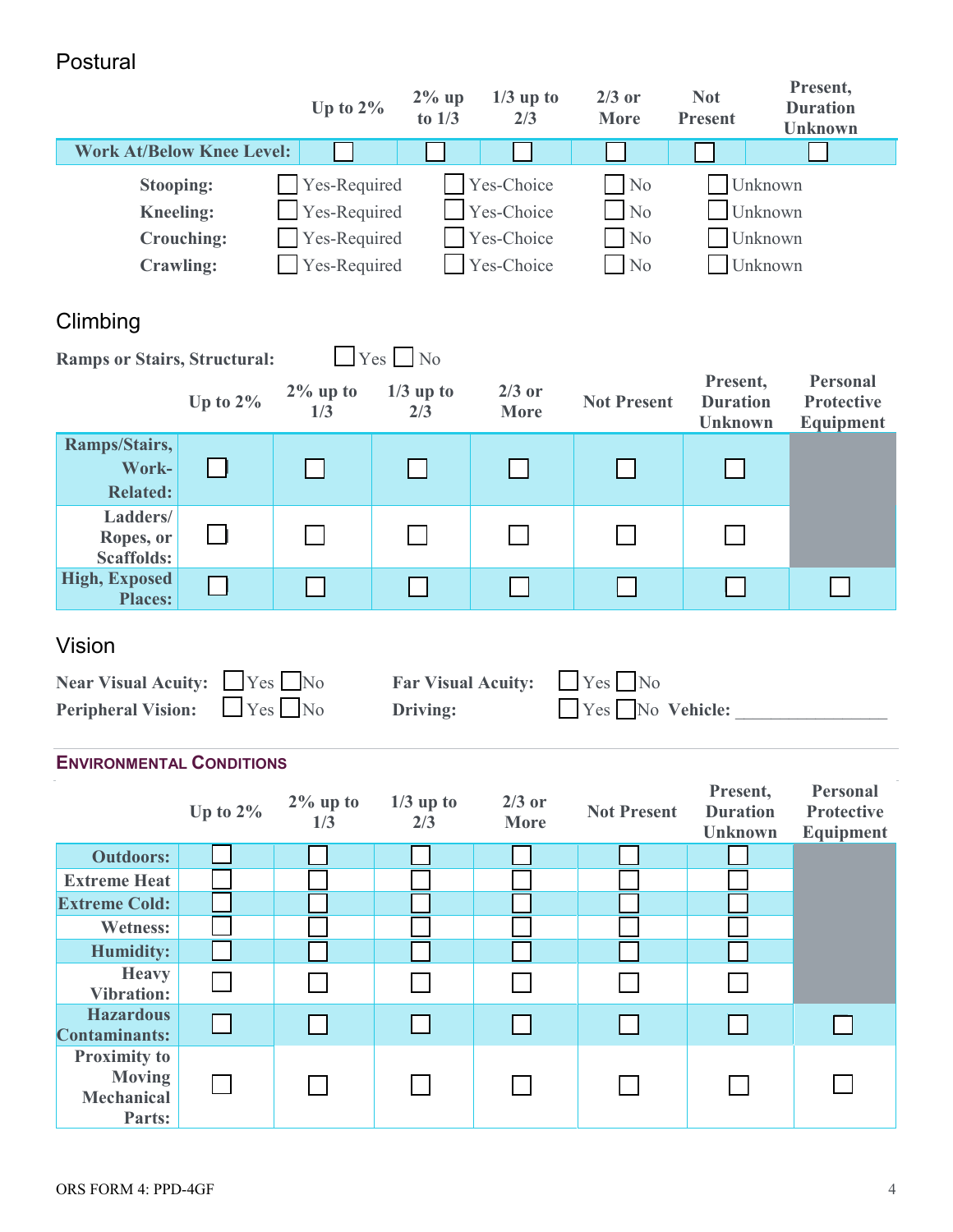## Postural

| | Up to 2% | 2% up to 1/3 | 1/3 up to 2/3 | 2/3 or More | Not Present | Present, Duration Unknown |
|---|---|---|---|---|---|---|
| **Work At/Below Knee Level:** | ☐ | ☐ | ☐ | ☐ | ☐ | ☐ |

| | | | | |
|---|---|---|---|---|
| **Stooping:** | ☐ Yes-Required | ☐ Yes-Choice | ☐ No | ☐ Unknown |
| **Kneeling:** | ☐ Yes-Required | ☐ Yes-Choice | ☐ No | ☐ Unknown |
| **Crouching:** | ☐ Yes-Required | ☐ Yes-Choice | ☐ No | ☐ Unknown |
| **Crawling:** | ☐ Yes-Required | ☐ Yes-Choice | ☐ No | ☐ Unknown |

## Climbing

**Ramps or Stairs, Structural:** ☐ Yes ☐ No

| | Up to 2% | 2% up to 1/3 | 1/3 up to 2/3 | 2/3 or More | Not Present | Present, Duration Unknown | Personal Protective Equipment |
|---|---|---|---|---|---|---|---|
| **Ramps/Stairs, Work-Related:** | ☐ | ☐ | ☐ | ☐ | ☐ | ☐ | |
| **Ladders/ Ropes, or Scaffolds:** | ☐ | ☐ | ☐ | ☐ | ☐ | ☐ | |
| **High, Exposed Places:** | ☐ | ☐ | ☐ | ☐ | ☐ | ☐ | ☐ |

## Vision

**Near Visual Acuity:** ☐ Yes ☐ No **Far Visual Acuity:** ☐ Yes ☐ No

**Peripheral Vision:** ☐ Yes ☐ No **Driving:** ☐ Yes ☐ No **Vehicle:** ________________

## ENVIRONMENTAL CONDITIONS

| | Up to 2% | 2% up to 1/3 | 1/3 up to 2/3 | 2/3 or More | Not Present | Present, Duration Unknown | Personal Protective Equipment |
|---|---|---|---|---|---|---|---|
| **Outdoors:** | ☐ | ☐ | ☐ | ☐ | ☐ | ☐ | |
| **Extreme Heat** | ☐ | ☐ | ☐ | ☐ | ☐ | ☐ | |
| **Extreme Cold:** | ☐ | ☐ | ☐ | ☐ | ☐ | ☐ | |
| **Wetness:** | ☐ | ☐ | ☐ | ☐ | ☐ | ☐ | |
| **Humidity:** | ☐ | ☐ | ☐ | ☐ | ☐ | ☐ | |
| **Heavy Vibration:** | ☐ | ☐ | ☐ | ☐ | ☐ | ☐ | |
| **Hazardous Contaminants:** | ☐ | ☐ | ☐ | ☐ | ☐ | ☐ | ☐ |
| **Proximity to Moving Mechanical Parts:** | ☐ | ☐ | ☐ | ☐ | ☐ | ☐ | ☐ |

ORS FORM 4: PPD-4GF